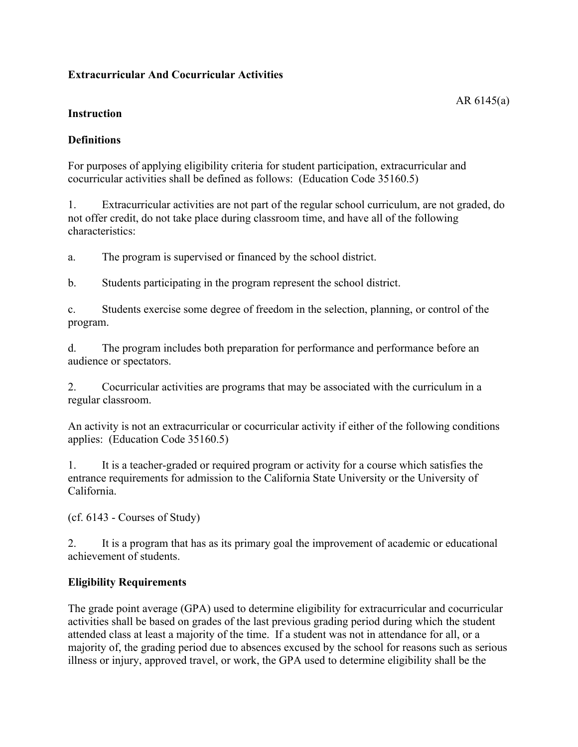**Extracurricular And Cocurricular Activities**

AR 6145(a)

**Instruction**

**Definitions**

For purposes of applying eligibility criteria for student participation, extracurricular and cocurricular activities shall be defined as follows: (Education Code 35160.5)

1. Extracurricular activities are not part of the regular school curriculum, are not graded, do not offer credit, do not take place during classroom time, and have all of the following characteristics:

a. The program is supervised or financed by the school district.

b. Students participating in the program represent the school district.

c. Students exercise some degree of freedom in the selection, planning, or control of the program.

d. The program includes both preparation for performance and performance before an audience or spectators.

2. Cocurricular activities are programs that may be associated with the curriculum in a regular classroom.

An activity is not an extracurricular or cocurricular activity if either of the following conditions applies: (Education Code 35160.5)

1. It is a teacher-graded or required program or activity for a course which satisfies the entrance requirements for admission to the California State University or the University of California.

(cf. 6143 - Courses of Study)

2. It is a program that has as its primary goal the improvement of academic or educational achievement of students.

**Eligibility Requirements**

The grade point average (GPA) used to determine eligibility for extracurricular and cocurricular activities shall be based on grades of the last previous grading period during which the student attended class at least a majority of the time. If a student was not in attendance for all, or a majority of, the grading period due to absences excused by the school for reasons such as serious illness or injury, approved travel, or work, the GPA used to determine eligibility shall be the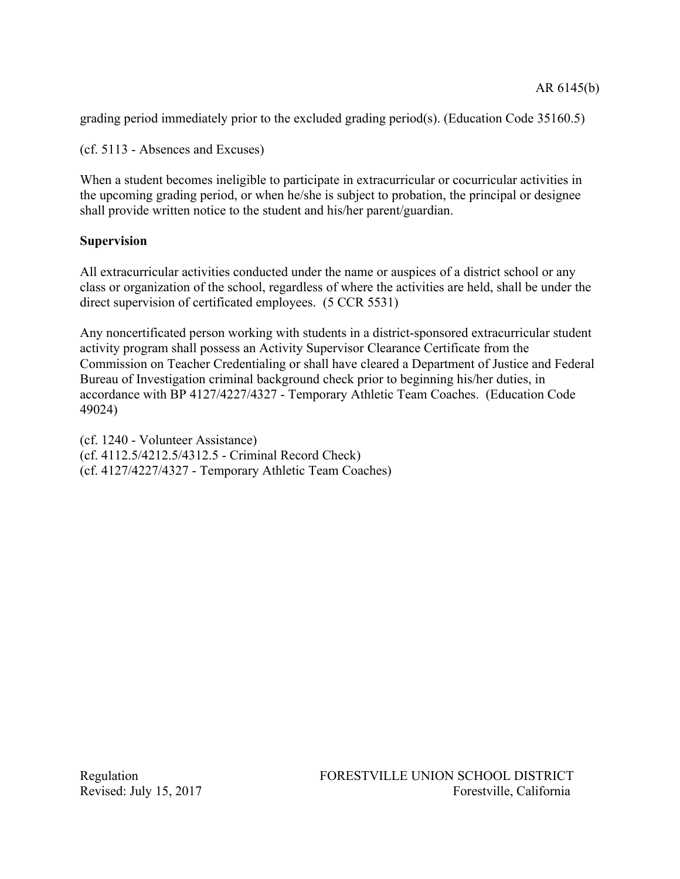grading period immediately prior to the excluded grading period(s). (Education Code 35160.5)

(cf. 5113 - Absences and Excuses)

When a student becomes ineligible to participate in extracurricular or cocurricular activities in the upcoming grading period, or when he/she is subject to probation, the principal or designee shall provide written notice to the student and his/her parent/guardian.

**Supervision**

All extracurricular activities conducted under the name or auspices of a district school or any class or organization of the school, regardless of where the activities are held, shall be under the direct supervision of certificated employees. (5 CCR 5531)

Any noncertificated person working with students in a district-sponsored extracurricular student activity program shall possess an Activity Supervisor Clearance Certificate from the Commission on Teacher Credentialing or shall have cleared a Department of Justice and Federal Bureau of Investigation criminal background check prior to beginning his/her duties, in accordance with BP 4127/4227/4327 - Temporary Athletic Team Coaches. (Education Code 49024)

(cf. 1240 - Volunteer Assistance)
(cf. 4112.5/4212.5/4312.5 - Criminal Record Check)
(cf. 4127/4227/4327 - Temporary Athletic Team Coaches)

Regulation
Revised: July 15, 2017

FORESTVILLE UNION SCHOOL DISTRICT
Forestville, California